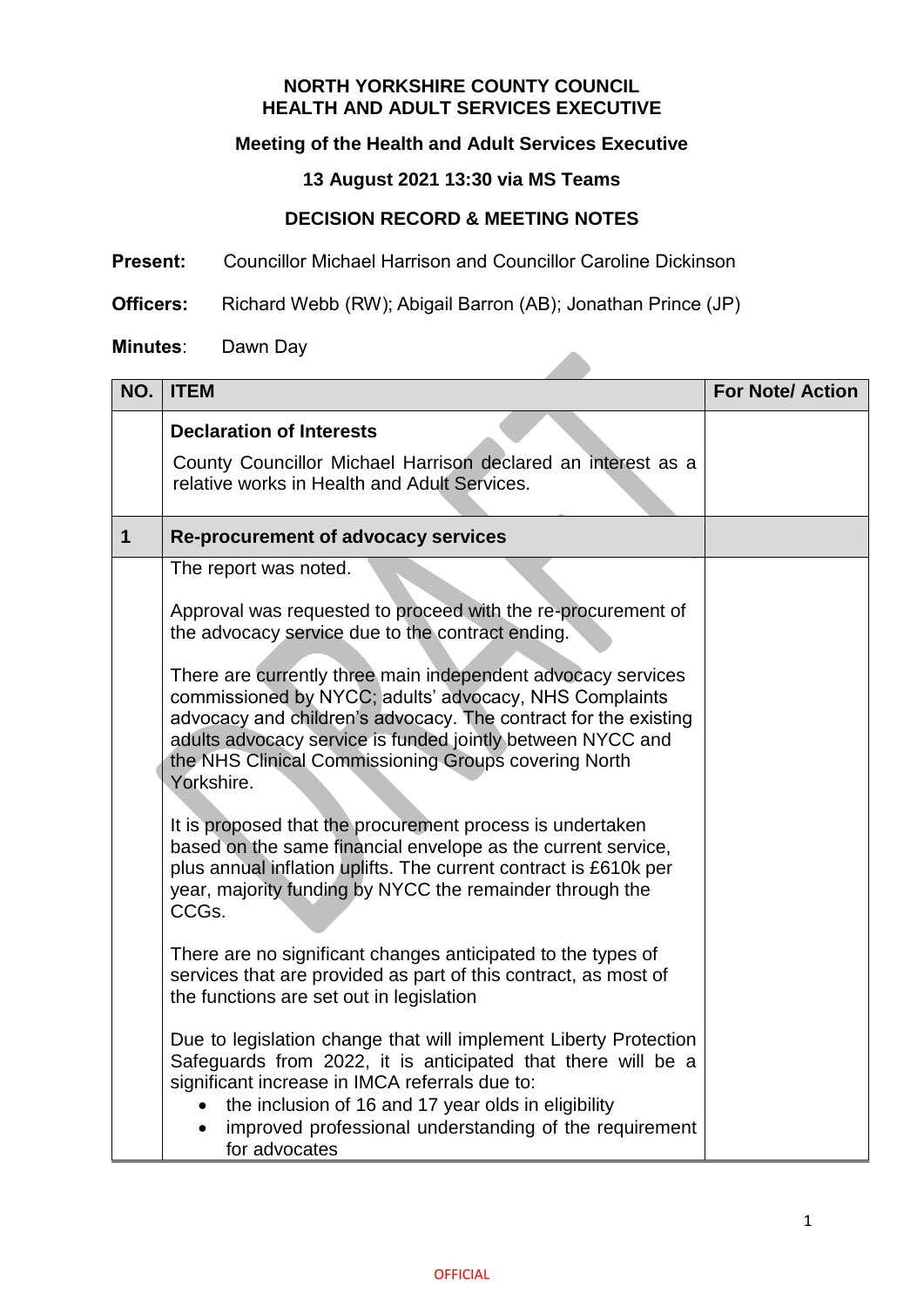**NORTH YORKSHIRE COUNTY COUNCIL**
**HEALTH AND ADULT SERVICES EXECUTIVE**

**Meeting of the Health and Adult Services Executive**

**13 August 2021 13:30 via MS Teams**

**DECISION RECORD & MEETING NOTES**

**Present:** Councillor Michael Harrison and Councillor Caroline Dickinson

**Officers:** Richard Webb (RW); Abigail Barron (AB); Jonathan Prince (JP)

**Minutes**: Dawn Day

| NO. | ITEM | For Note/ Action |
|---|---|---|
| | **Declaration of Interests**<br><br>County Councillor Michael Harrison declared an interest as a relative works in Health and Adult Services. | |
| **1** | **Re-procurement of advocacy services** | |
| | The report was noted.<br><br>Approval was requested to proceed with the re-procurement of the advocacy service due to the contract ending.<br><br>There are currently three main independent advocacy services commissioned by NYCC; adults' advocacy, NHS Complaints advocacy and children's advocacy. The contract for the existing adults advocacy service is funded jointly between NYCC and the NHS Clinical Commissioning Groups covering North Yorkshire.<br><br>It is proposed that the procurement process is undertaken based on the same financial envelope as the current service, plus annual inflation uplifts. The current contract is £610k per year, majority funding by NYCC the remainder through the CCGs.<br><br>There are no significant changes anticipated to the types of services that are provided as part of this contract, as most of the functions are set out in legislation<br><br>Due to legislation change that will implement Liberty Protection Safeguards from 2022, it is anticipated that there will be a significant increase in IMCA referrals due to:<br>• the inclusion of 16 and 17 year olds in eligibility<br>• improved professional understanding of the requirement for advocates | |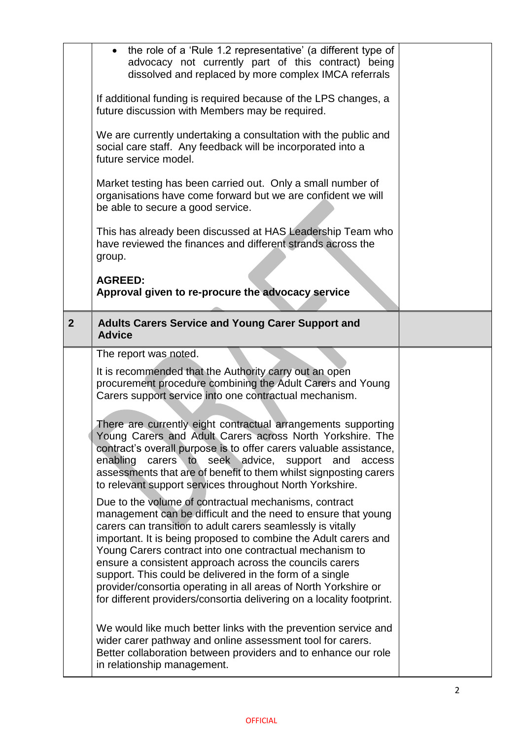| | | |
|---|---|---|
| | - the role of a 'Rule 1.2 representative' (a different type of advocacy not currently part of this contract) being dissolved and replaced by more complex IMCA referrals<br><br>If additional funding is required because of the LPS changes, a future discussion with Members may be required.<br><br>We are currently undertaking a consultation with the public and social care staff. Any feedback will be incorporated into a future service model.<br><br>Market testing has been carried out. Only a small number of organisations have come forward but we are confident we will be able to secure a good service.<br><br>This has already been discussed at HAS Leadership Team who have reviewed the finances and different strands across the group.<br><br>**AGREED:**<br>**Approval given to re-procure the advocacy service** | |
| **2** | **Adults Carers Service and Young Carer Support and Advice** | |
| | The report was noted.<br><br>It is recommended that the Authority carry out an open procurement procedure combining the Adult Carers and Young Carers support service into one contractual mechanism.<br><br>There are currently eight contractual arrangements supporting Young Carers and Adult Carers across North Yorkshire. The contract's overall purpose is to offer carers valuable assistance, enabling carers to seek advice, support and access assessments that are of benefit to them whilst signposting carers to relevant support services throughout North Yorkshire.<br><br>Due to the volume of contractual mechanisms, contract management can be difficult and the need to ensure that young carers can transition to adult carers seamlessly is vitally important. It is being proposed to combine the Adult carers and Young Carers contract into one contractual mechanism to ensure a consistent approach across the councils carers support. This could be delivered in the form of a single provider/consortia operating in all areas of North Yorkshire or for different providers/consortia delivering on a locality footprint.<br><br>We would like much better links with the prevention service and wider carer pathway and online assessment tool for carers. Better collaboration between providers and to enhance our role in relationship management. | |

OFFICIAL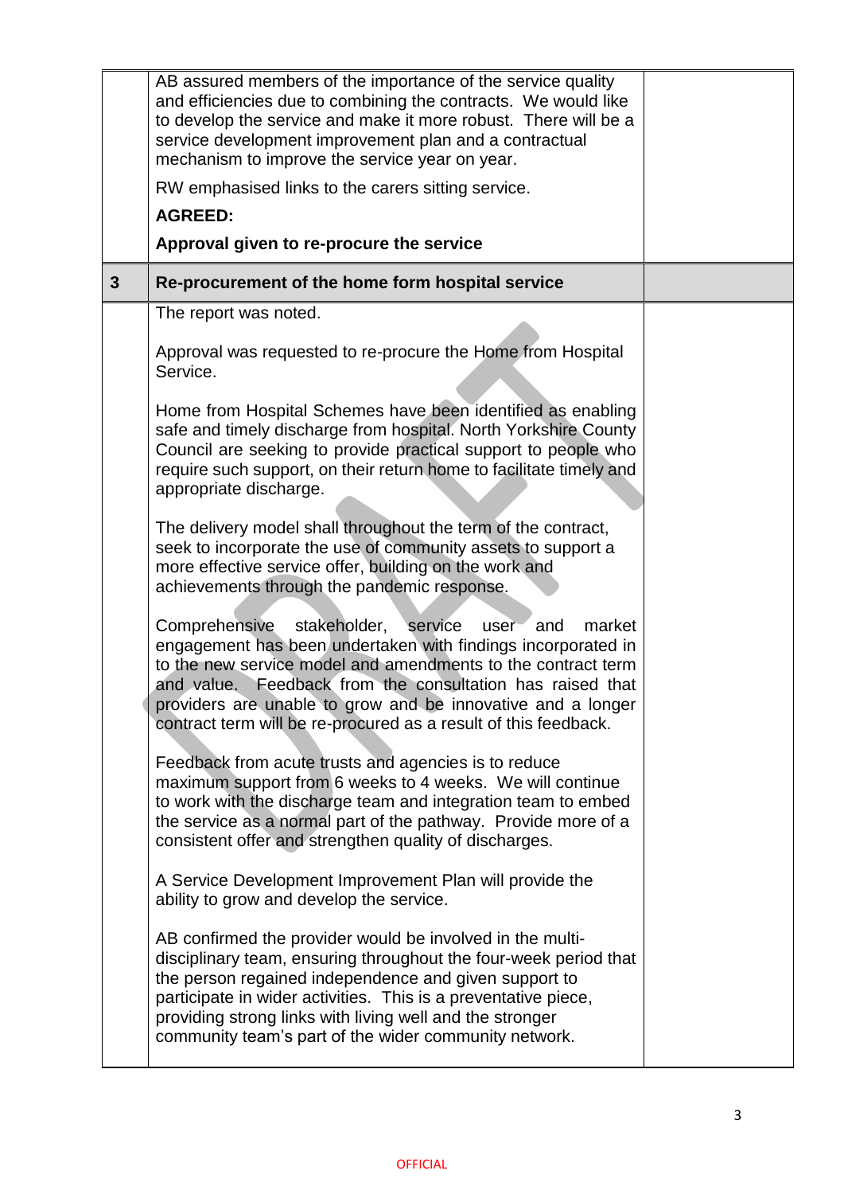| | | |
|---|---|---|
| | AB assured members of the importance of the service quality and efficiencies due to combining the contracts. We would like to develop the service and make it more robust. There will be a service development improvement plan and a contractual mechanism to improve the service year on year.<br><br>RW emphasised links to the carers sitting service.<br><br>**AGREED:**<br><br>**Approval given to re-procure the service** | |
| **3** | **Re-procurement of the home form hospital service** | |
| | The report was noted.<br><br>Approval was requested to re-procure the Home from Hospital Service.<br><br>Home from Hospital Schemes have been identified as enabling safe and timely discharge from hospital. North Yorkshire County Council are seeking to provide practical support to people who require such support, on their return home to facilitate timely and appropriate discharge.<br><br>The delivery model shall throughout the term of the contract, seek to incorporate the use of community assets to support a more effective service offer, building on the work and achievements through the pandemic response.<br><br>Comprehensive stakeholder, service user and market engagement has been undertaken with findings incorporated in to the new service model and amendments to the contract term and value. Feedback from the consultation has raised that providers are unable to grow and be innovative and a longer contract term will be re-procured as a result of this feedback.<br><br>Feedback from acute trusts and agencies is to reduce maximum support from 6 weeks to 4 weeks. We will continue to work with the discharge team and integration team to embed the service as a normal part of the pathway. Provide more of a consistent offer and strengthen quality of discharges.<br><br>A Service Development Improvement Plan will provide the ability to grow and develop the service.<br><br>AB confirmed the provider would be involved in the multi-disciplinary team, ensuring throughout the four-week period that the person regained independence and given support to participate in wider activities. This is a preventative piece, providing strong links with living well and the stronger community team's part of the wider community network. | |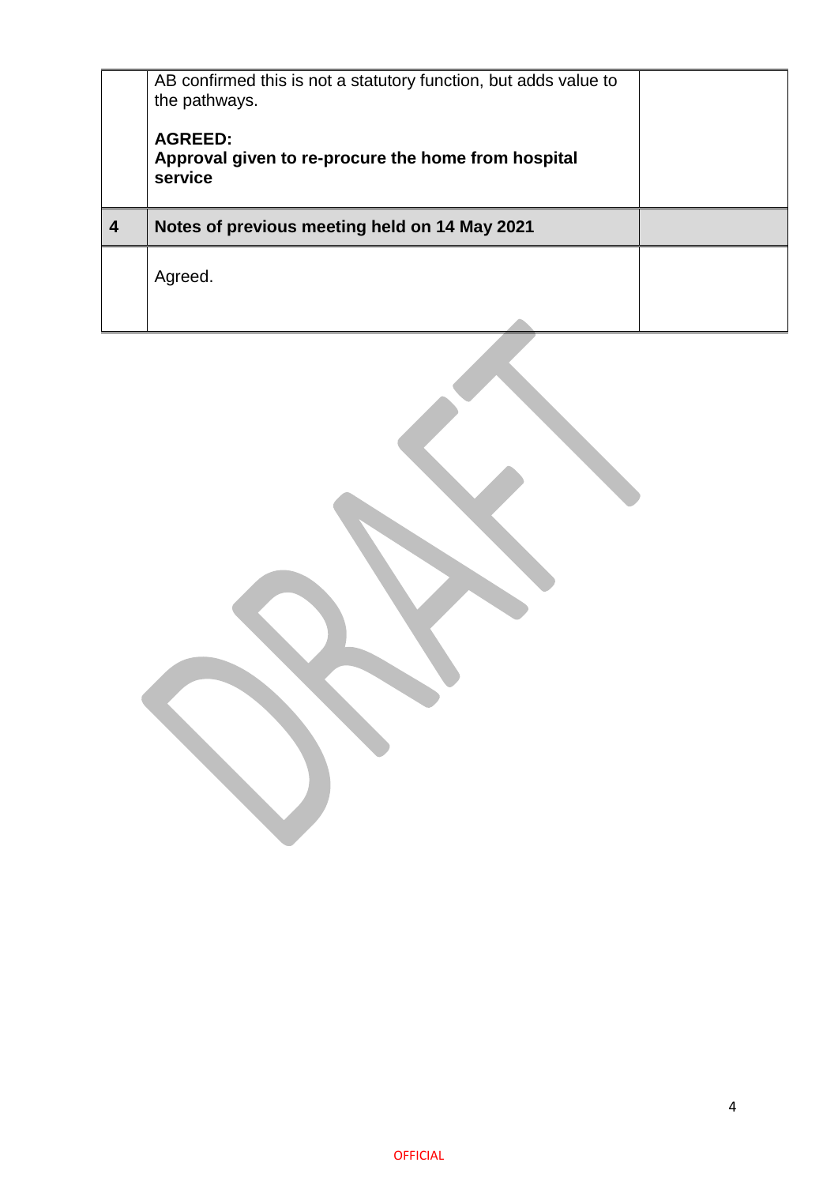| | | |
|---|---|---|
| | AB confirmed this is not a statutory function, but adds value to the pathways.<br><br>**AGREED:**<br>**Approval given to re-procure the home from hospital service** | |
| **4** | **Notes of previous meeting held on 14 May 2021** | |
| | Agreed. | |

DRAFT

OFFICIAL